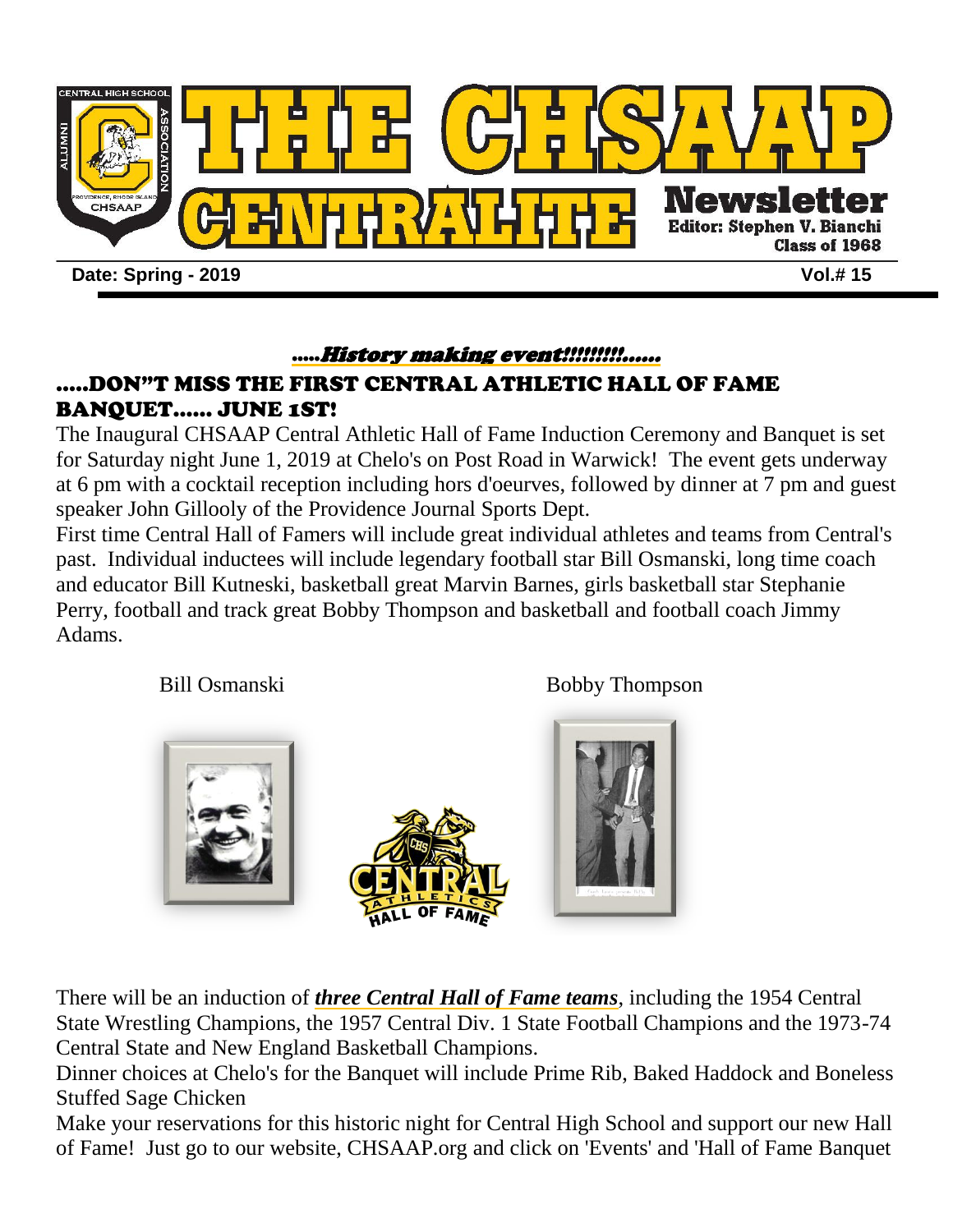# THE CHSAAP CENTRALITE Newsletter

Editor: Stephen V. Bianchi
Class of 1968

**Date: Spring - 2019** **Vol.# 15**

*.....History making event!!!!!!!!!......*

## .....DON"T MISS THE FIRST CENTRAL ATHLETIC HALL OF FAME BANQUET...... JUNE 1ST!

The Inaugural CHSAAP Central Athletic Hall of Fame Induction Ceremony and Banquet is set for Saturday night June 1, 2019 at Chelo's on Post Road in Warwick! The event gets underway at 6 pm with a cocktail reception including hors d'oeurves, followed by dinner at 7 pm and guest speaker John Gillooly of the Providence Journal Sports Dept.

First time Central Hall of Famers will include great individual athletes and teams from Central's past. Individual inductees will include legendary football star Bill Osmanski, long time coach and educator Bill Kutneski, basketball great Marvin Barnes, girls basketball star Stephanie Perry, football and track great Bobby Thompson and basketball and football coach Jimmy Adams.

Bill Osmanski

Bobby Thompson

There will be an induction of ***three Central Hall of Fame teams***, including the 1954 Central State Wrestling Champions, the 1957 Central Div. 1 State Football Champions and the 1973-74 Central State and New England Basketball Champions.

Dinner choices at Chelo's for the Banquet will include Prime Rib, Baked Haddock and Boneless Stuffed Sage Chicken

Make your reservations for this historic night for Central High School and support our new Hall of Fame! Just go to our website, CHSAAP.org and click on 'Events' and 'Hall of Fame Banquet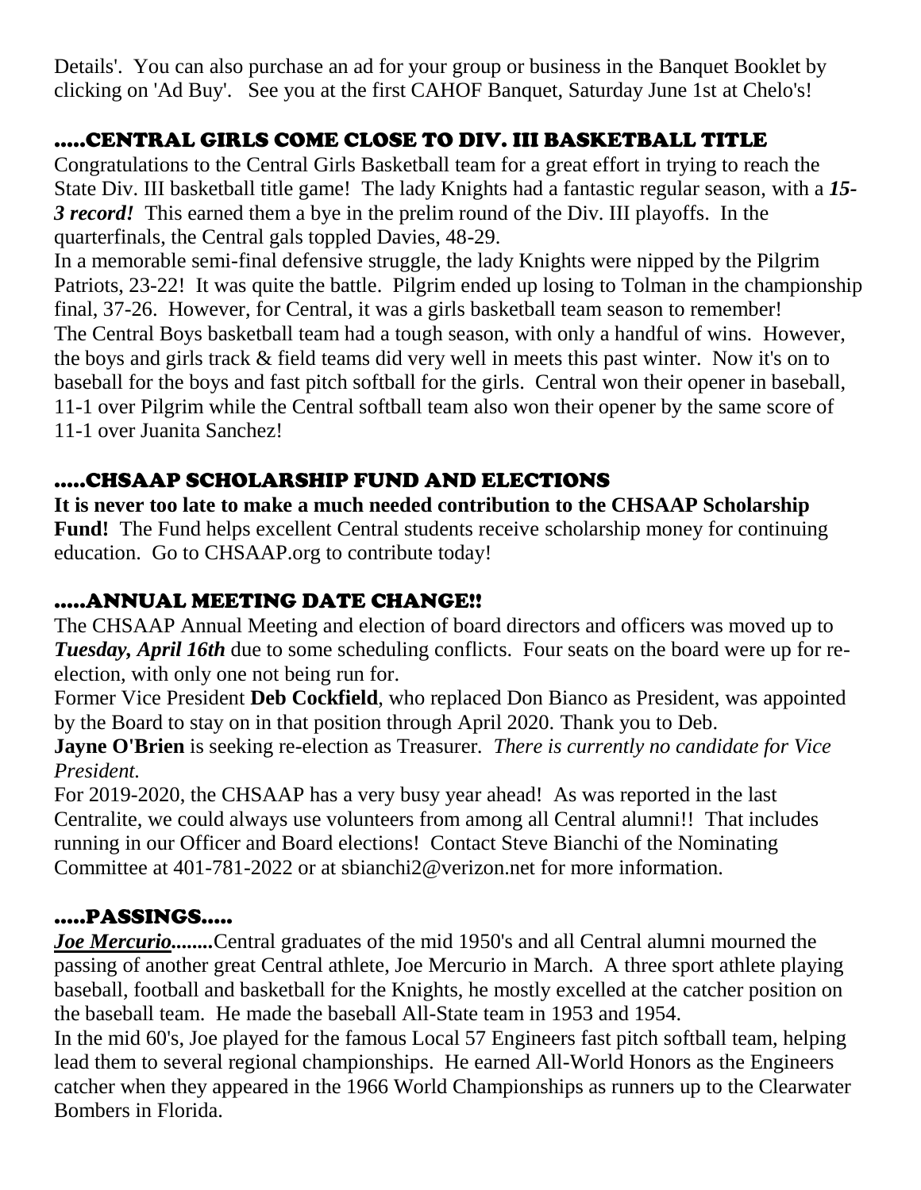Details'. You can also purchase an ad for your group or business in the Banquet Booklet by clicking on 'Ad Buy'. See you at the first CAHOF Banquet, Saturday June 1st at Chelo's!

## .....CENTRAL GIRLS COME CLOSE TO DIV. III BASKETBALL TITLE

Congratulations to the Central Girls Basketball team for a great effort in trying to reach the State Div. III basketball title game! The lady Knights had a fantastic regular season, with a ***15-3 record!*** This earned them a bye in the prelim round of the Div. III playoffs. In the quarterfinals, the Central gals toppled Davies, 48-29.

In a memorable semi-final defensive struggle, the lady Knights were nipped by the Pilgrim Patriots, 23-22! It was quite the battle. Pilgrim ended up losing to Tolman in the championship final, 37-26. However, for Central, it was a girls basketball team season to remember!

The Central Boys basketball team had a tough season, with only a handful of wins. However, the boys and girls track & field teams did very well in meets this past winter. Now it's on to baseball for the boys and fast pitch softball for the girls. Central won their opener in baseball, 11-1 over Pilgrim while the Central softball team also won their opener by the same score of 11-1 over Juanita Sanchez!

## .....CHSAAP SCHOLARSHIP FUND AND ELECTIONS

**It is never too late to make a much needed contribution to the CHSAAP Scholarship Fund!** The Fund helps excellent Central students receive scholarship money for continuing education. Go to CHSAAP.org to contribute today!

## .....ANNUAL MEETING DATE CHANGE!!

The CHSAAP Annual Meeting and election of board directors and officers was moved up to ***Tuesday, April 16th*** due to some scheduling conflicts. Four seats on the board were up for re-election, with only one not being run for.

Former Vice President **Deb Cockfield**, who replaced Don Bianco as President, was appointed by the Board to stay on in that position through April 2020. Thank you to Deb.

**Jayne O'Brien** is seeking re-election as Treasurer. *There is currently no candidate for Vice President.*

For 2019-2020, the CHSAAP has a very busy year ahead! As was reported in the last Centralite, we could always use volunteers from among all Central alumni!! That includes running in our Officer and Board elections! Contact Steve Bianchi of the Nominating Committee at 401-781-2022 or at sbianchi2@verizon.net for more information.

## .....PASSINGS.....

***Joe Mercurio........***Central graduates of the mid 1950's and all Central alumni mourned the passing of another great Central athlete, Joe Mercurio in March. A three sport athlete playing baseball, football and basketball for the Knights, he mostly excelled at the catcher position on the baseball team. He made the baseball All-State team in 1953 and 1954.

In the mid 60's, Joe played for the famous Local 57 Engineers fast pitch softball team, helping lead them to several regional championships. He earned All-World Honors as the Engineers catcher when they appeared in the 1966 World Championships as runners up to the Clearwater Bombers in Florida.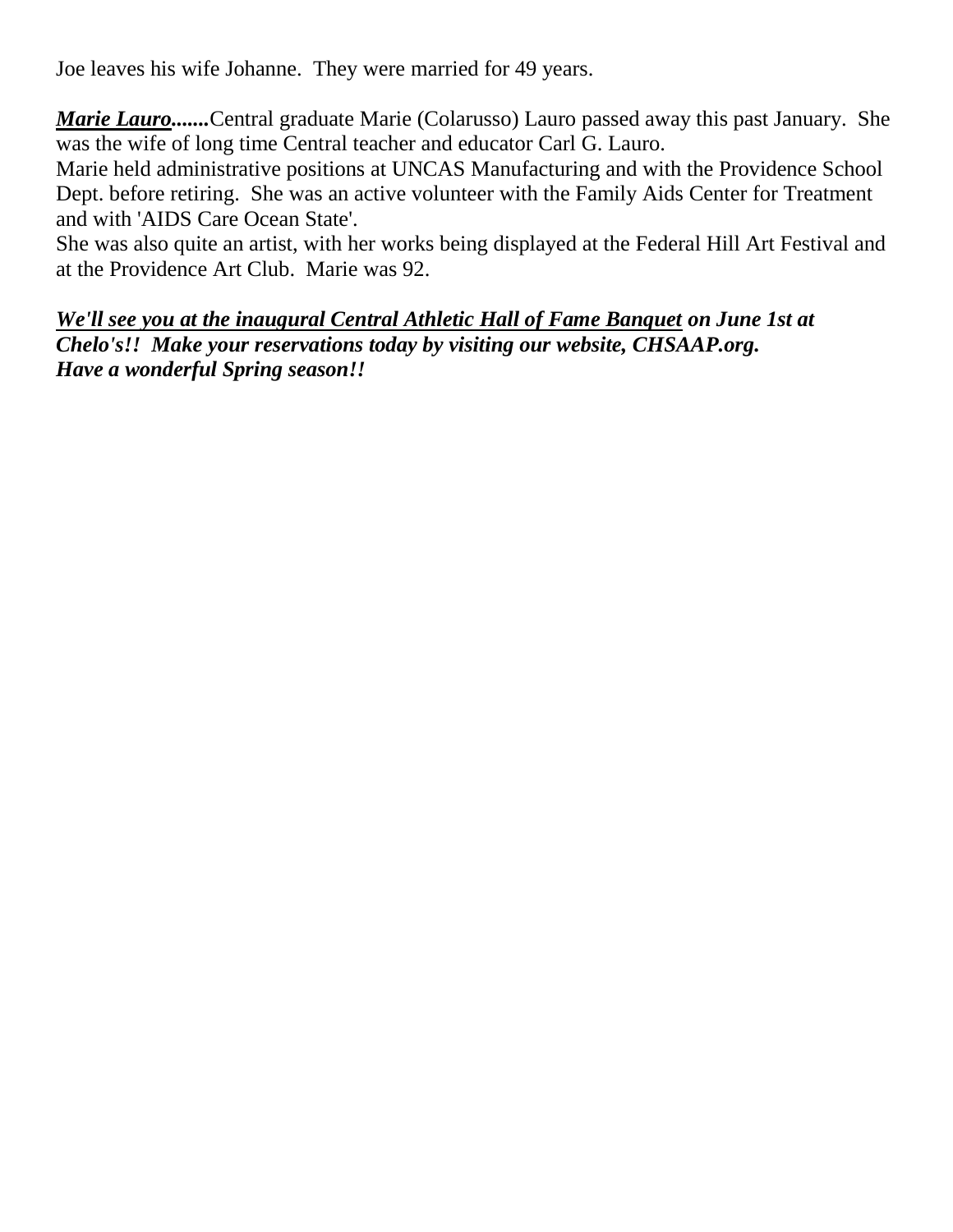Joe leaves his wife Johanne. They were married for 49 years.

***Marie Lauro*.......**Central graduate Marie (Colarusso) Lauro passed away this past January. She was the wife of long time Central teacher and educator Carl G. Lauro.
Marie held administrative positions at UNCAS Manufacturing and with the Providence School Dept. before retiring. She was an active volunteer with the Family Aids Center for Treatment and with 'AIDS Care Ocean State'.
She was also quite an artist, with her works being displayed at the Federal Hill Art Festival and at the Providence Art Club. Marie was 92.

***We'll see you at the inaugural Central Athletic Hall of Fame Banquet* on June 1st at Chelo's!! Make your reservations today by visiting our website, CHSAAP.org.**
***Have a wonderful Spring season!!***